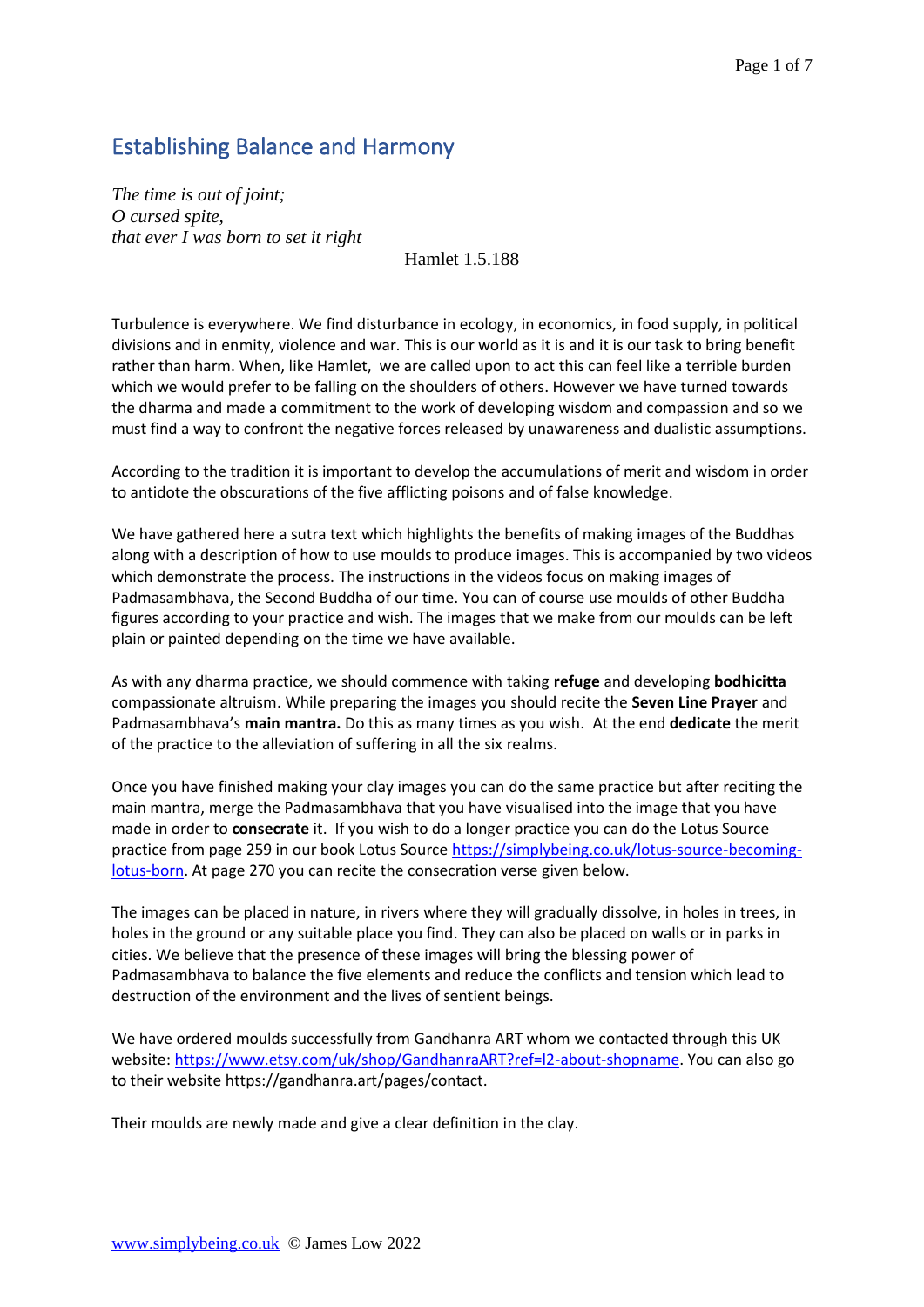# Establishing Balance and Harmony

*The time is out of joint;*
*O cursed spite,*
*that ever I was born to set it right*

Hamlet 1.5.188

Turbulence is everywhere. We find disturbance in ecology, in economics, in food supply, in political divisions and in enmity, violence and war. This is our world as it is and it is our task to bring benefit rather than harm. When, like Hamlet, we are called upon to act this can feel like a terrible burden which we would prefer to be falling on the shoulders of others. However we have turned towards the dharma and made a commitment to the work of developing wisdom and compassion and so we must find a way to confront the negative forces released by unawareness and dualistic assumptions.

According to the tradition it is important to develop the accumulations of merit and wisdom in order to antidote the obscurations of the five afflicting poisons and of false knowledge.

We have gathered here a sutra text which highlights the benefits of making images of the Buddhas along with a description of how to use moulds to produce images. This is accompanied by two videos which demonstrate the process. The instructions in the videos focus on making images of Padmasambhava, the Second Buddha of our time. You can of course use moulds of other Buddha figures according to your practice and wish. The images that we make from our moulds can be left plain or painted depending on the time we have available.

As with any dharma practice, we should commence with taking **refuge** and developing **bodhicitta** compassionate altruism. While preparing the images you should recite the **Seven Line Prayer** and Padmasambhava's **main mantra.** Do this as many times as you wish. At the end **dedicate** the merit of the practice to the alleviation of suffering in all the six realms.

Once you have finished making your clay images you can do the same practice but after reciting the main mantra, merge the Padmasambhava that you have visualised into the image that you have made in order to **consecrate** it. If you wish to do a longer practice you can do the Lotus Source practice from page 259 in our book Lotus Source https://simplybeing.co.uk/lotus-source-becoming-lotus-born. At page 270 you can recite the consecration verse given below.

The images can be placed in nature, in rivers where they will gradually dissolve, in holes in trees, in holes in the ground or any suitable place you find. They can also be placed on walls or in parks in cities. We believe that the presence of these images will bring the blessing power of Padmasambhava to balance the five elements and reduce the conflicts and tension which lead to destruction of the environment and the lives of sentient beings.

We have ordered moulds successfully from Gandhanra ART whom we contacted through this UK website: https://www.etsy.com/uk/shop/GandhanraART?ref=l2-about-shopname. You can also go to their website https://gandhanra.art/pages/contact.

Their moulds are newly made and give a clear definition in the clay.

www.simplybeing.co.uk © James Low 2022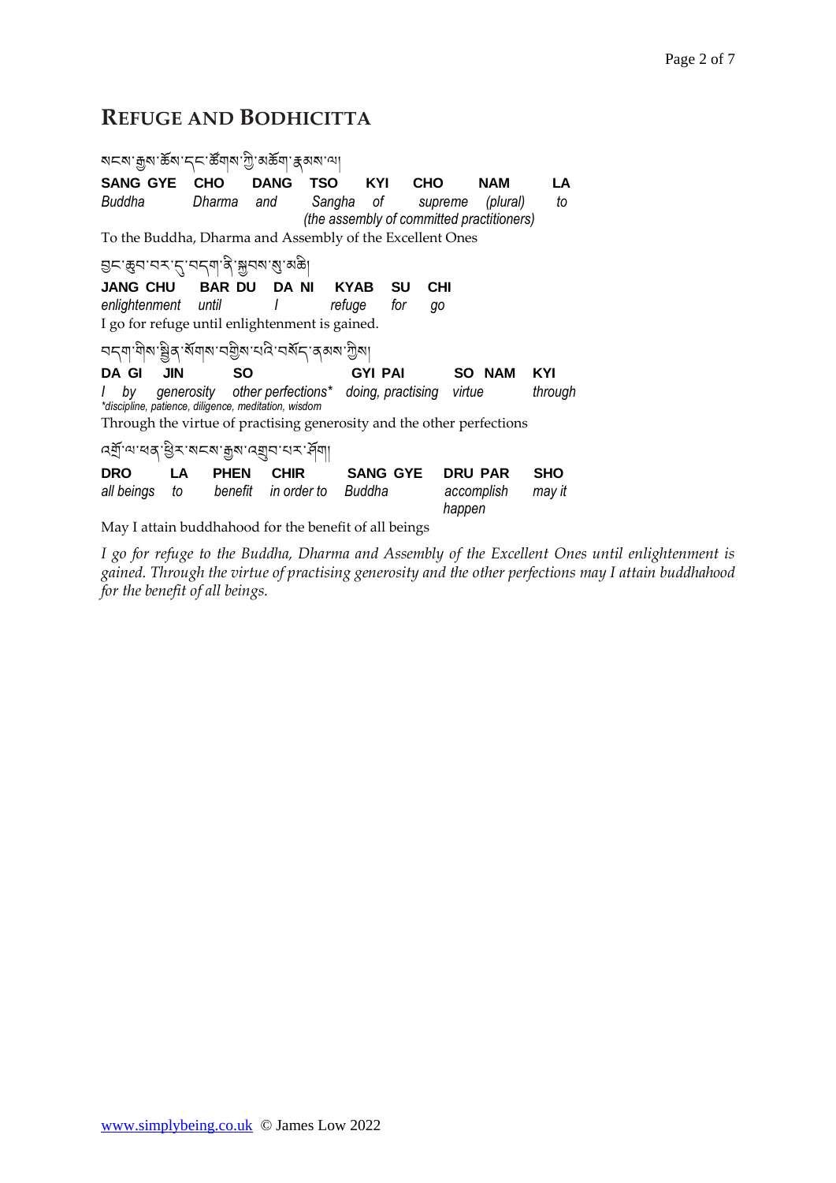## REFUGE AND BODHICITTA

སངས་རྒྱས་ཆོས་དང་ཚོགས་ཀྱི་མཆོག་རྣམས་ལ།

| SANG GYE | CHO | DANG | TSO | KYI | CHO | NAM | LA |
|---|---|---|---|---|---|---|---|
| *Buddha* | *Dharma* | *and* | *Sangha* | *of* | *supreme* | *(plural)* | *to* |
| | | | *(the assembly of committed practitioners)* | | | | |

To the Buddha, Dharma and Assembly of the Excellent Ones

བྱང་ཆུབ་བར་དུ་བདག་ནི་སྐྱབས་སུ་མཆི།

| JANG CHU | BAR DU | DA NI | KYAB | SU | CHI |
|---|---|---|---|---|---|
| *enlightenment* | *until* | *I* | *refuge* | *for* | *go* |

I go for refuge until enlightenment is gained.

བདག་གིས་སྦྱིན་སོགས་བགྱིས་པའི་བསོད་ནམས་ཀྱིས།

| DA GI | JIN | SO | GYI PAI | SO NAM | KYI |
|---|---|---|---|---|---|
| *I by* | *generosity* | *other perfections\** | *doing, practising* | *virtue* | *through* |

*\*discipline, patience, diligence, meditation, wisdom*

Through the virtue of practising generosity and the other perfections

འགྲོ་ལ་ཕན་ཕྱིར་སངས་རྒྱས་འགྲུབ་པར་ཤོག།

| DRO | LA | PHEN | CHIR | SANG GYE | DRU PAR | SHO |
|---|---|---|---|---|---|---|
| *all beings* | *to* | *benefit* | *in order to* | *Buddha* | *accomplish happen* | *may it* |

May I attain buddhahood for the benefit of all beings

*I go for refuge to the Buddha, Dharma and Assembly of the Excellent Ones until enlightenment is gained. Through the virtue of practising generosity and the other perfections may I attain buddhahood for the benefit of all beings.*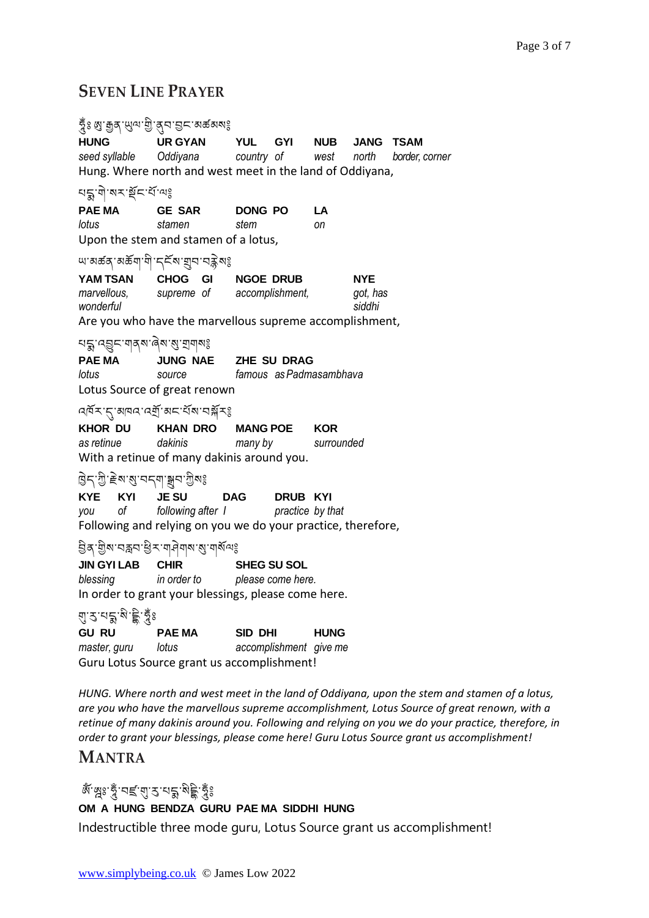## Seven Line Prayer

ཧཱུྃ༔ ཨོ་རྒྱན་ཡུལ་གྱི་ནུབ་བྱང་མཚམས༔

| **HUNG** | **UR GYAN** | **YUL GYI** | **NUB** | **JANG** | **TSAM** |
|---|---|---|---|---|---|
| *seed syllable* | *Oddiyana* | *country of* | *west* | *north* | *border, corner* |

Hung. Where north and west meet in the land of Oddiyana,

པདྨ་གེ་སར་སྡོང་པོ་ལ༔

| **PAE MA** | **GE SAR** | **DONG PO** | **LA** |
|---|---|---|---|
| *lotus* | *stamen* | *stem* | *on* |

Upon the stem and stamen of a lotus,

ཡ་མཚན་མཆོག་གི་དངོས་གྲུབ་བརྙེས༔

| **YAM TSAN** | **CHOG GI** | **NGOE DRUB** | **NYE** |
|---|---|---|---|
| *marvellous, wonderful* | *supreme of* | *accomplishment,* | *got, has siddhi* |

Are you who have the marvellous supreme accomplishment,

པདྨ་འབྱུང་གནས་ཞེས་སུ་གྲགས༔

| **PAE MA** | **JUNG NAE** | **ZHE SU DRAG** |
|---|---|---|
| *lotus* | *source* | *famous as Padmasambhava* |

Lotus Source of great renown

འཁོར་དུ་མཁའ་འགྲོ་མང་པོས་བསྐོར༔

| **KHOR DU** | **KHAN DRO** | **MANG POE** | **KOR** |
|---|---|---|---|
| *as retinue* | *dakinis* | *many by* | *surrounded* |

With a retinue of many dakinis around you.

ཁྱེད་ཀྱི་རྗེས་སུ་བདག་སྒྲུབ་ཀྱིས༔

| **KYE** | **KYI** | **JE SU** | **DAG** | **DRUB** | **KYI** |
|---|---|---|---|---|---|
| *you* | *of* | *following after* | *I* | *practice* | *by that* |

Following and relying on you we do your practice, therefore,

བྱིན་གྱིས་བརླབ་ཕྱིར་གཤེགས་སུ་གསོལ༔

| **JIN GYI LAB** | **CHIR** | **SHEG SU SOL** |
|---|---|---|
| *blessing* | *in order to* | *please come here.* |

In order to grant your blessings, please come here.

གུ་རུ་པདྨ་སིདྡྷི་ཧཱུྃ༔

| **GU RU** | **PAE MA** | **SID DHI** | **HUNG** |
|---|---|---|---|
| *master, guru* | *lotus* | *accomplishment* | *give me* |

Guru Lotus Source grant us accomplishment!

*HUNG. Where north and west meet in the land of Oddiyana, upon the stem and stamen of a lotus, are you who have the marvellous supreme accomplishment, Lotus Source of great renown, with a retinue of many dakinis around you. Following and relying on you we do your practice, therefore, in order to grant your blessings, please come here! Guru Lotus Source grant us accomplishment!*

## Mantra

ཨོཾ་ཨཱཿཧཱུྃ་བཛྲ་གུ་རུ་པདྨ་སིདྡྷི་ཧཱུྃ༔

**OM A HUNG BENDZA GURU PAE MA SIDDHI HUNG**

Indestructible three mode guru, Lotus Source grant us accomplishment!

www.simplybeing.co.uk © James Low 2022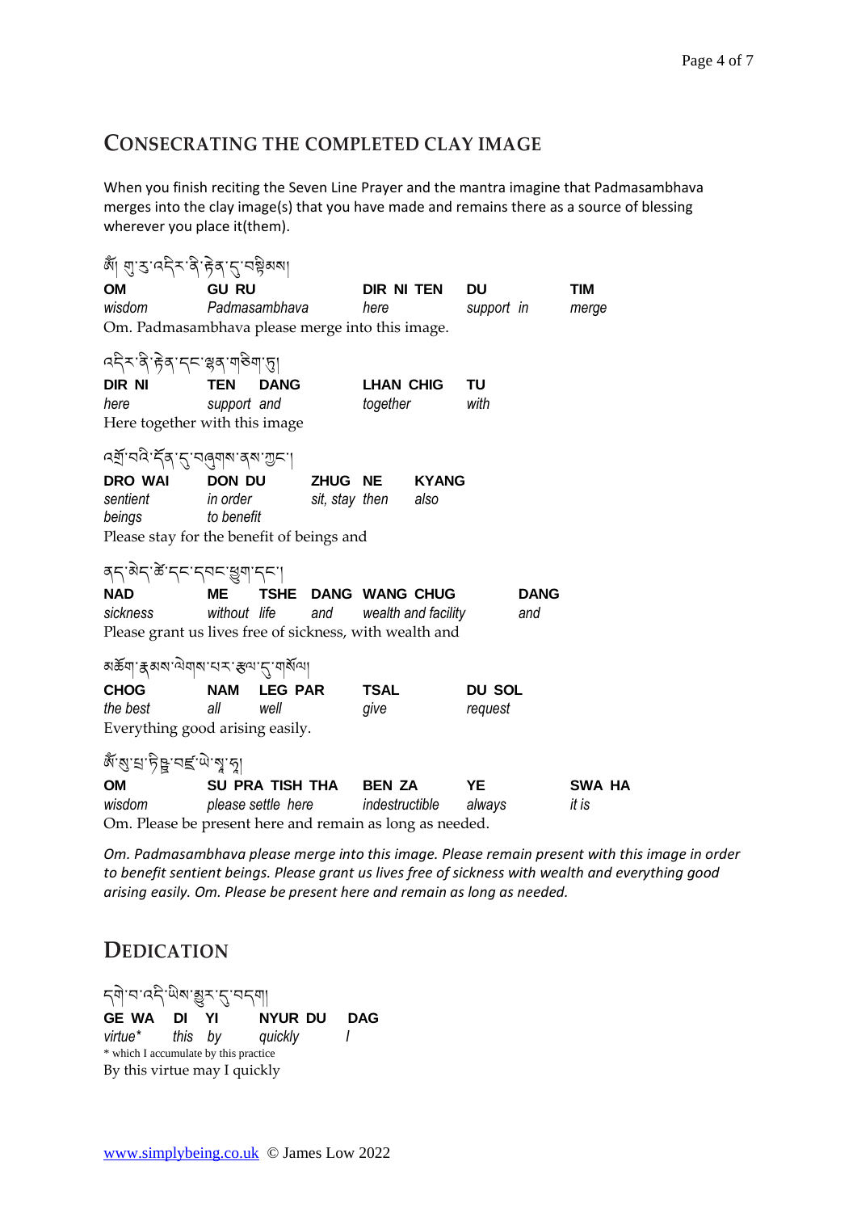## CONSECRATING THE COMPLETED CLAY IMAGE

When you finish reciting the Seven Line Prayer and the mantra imagine that Padmasambhava merges into the clay image(s) that you have made and remains there as a source of blessing wherever you place it(them).

ཨོཾ། གུ་རུ་འདིར་ནི་རྟེན་དུ་བསྟིམས།

| **OM** | **GU RU** | **DIR NI TEN** | **DU** | **TIM** |
|---|---|---|---|---|
| *wisdom* | *Padmasambhava* | *here* | *support in* | *merge* |

Om. Padmasambhava please merge into this image.

འདིར་ནི་རྟེན་དང་ལྷན་གཅིག་ཏུ།

| **DIR NI** | **TEN** | **DANG** | **LHAN CHIG** | **TU** |
|---|---|---|---|---|
| *here* | *support* | *and* | *together* | *with* |

Here together with this image

འགྲོ་བའི་དོན་དུ་བཞུགས་ནས་ཀྱང་།

| **DRO WAI** | **DON DU** | **ZHUG** | **NE** | **KYANG** |
|---|---|---|---|---|
| *sentient beings* | *in order to benefit* | *sit, stay* | *then* | *also* |

Please stay for the benefit of beings and

ནད་མེད་ཚེ་དང་དབང་ཕྱུག་དང་།

| **NAD** | **ME** | **TSHE** | **DANG** | **WANG CHUG** | **DANG** |
|---|---|---|---|---|---|
| *sickness* | *without* | *life* | *and* | *wealth and facility* | *and* |

Please grant us lives free of sickness, with wealth and

མཆོག་རྣམས་ལེགས་པར་རྩལ་དུ་གསོལ།

| **CHOG** | **NAM** | **LEG PAR** | **TSAL** | **DU SOL** |
|---|---|---|---|---|
| *the best* | *all* | *well* | *give* | *request* |

Everything good arising easily.

ཨོཾ་སུ་པྲ་ཏིཥྛ་བཛྲ་ཡེ་སྭཱ་ཧཱ།

| **OM** | **SU PRA TISH THA** | **BEN ZA** | **YE** | **SWA HA** |
|---|---|---|---|---|
| *wisdom* | *please settle here* | *indestructible* | *always* | *it is* |

Om. Please be present here and remain as long as needed.

*Om. Padmasambhava please merge into this image. Please remain present with this image in order to benefit sentient beings. Please grant us lives free of sickness with wealth and everything good arising easily. Om. Please be present here and remain as long as needed.*

## DEDICATION

དགེ་བ་འདི་ཡིས་མྱུར་དུ་བདག།

| **GE WA** | **DI** | **YI** | **NYUR DU** | **DAG** |
|---|---|---|---|---|
| *virtue** | *this* | *by* | *quickly* | *I* |

\* which I accumulate by this practice

By this virtue may I quickly

www.simplybeing.co.uk © James Low 2022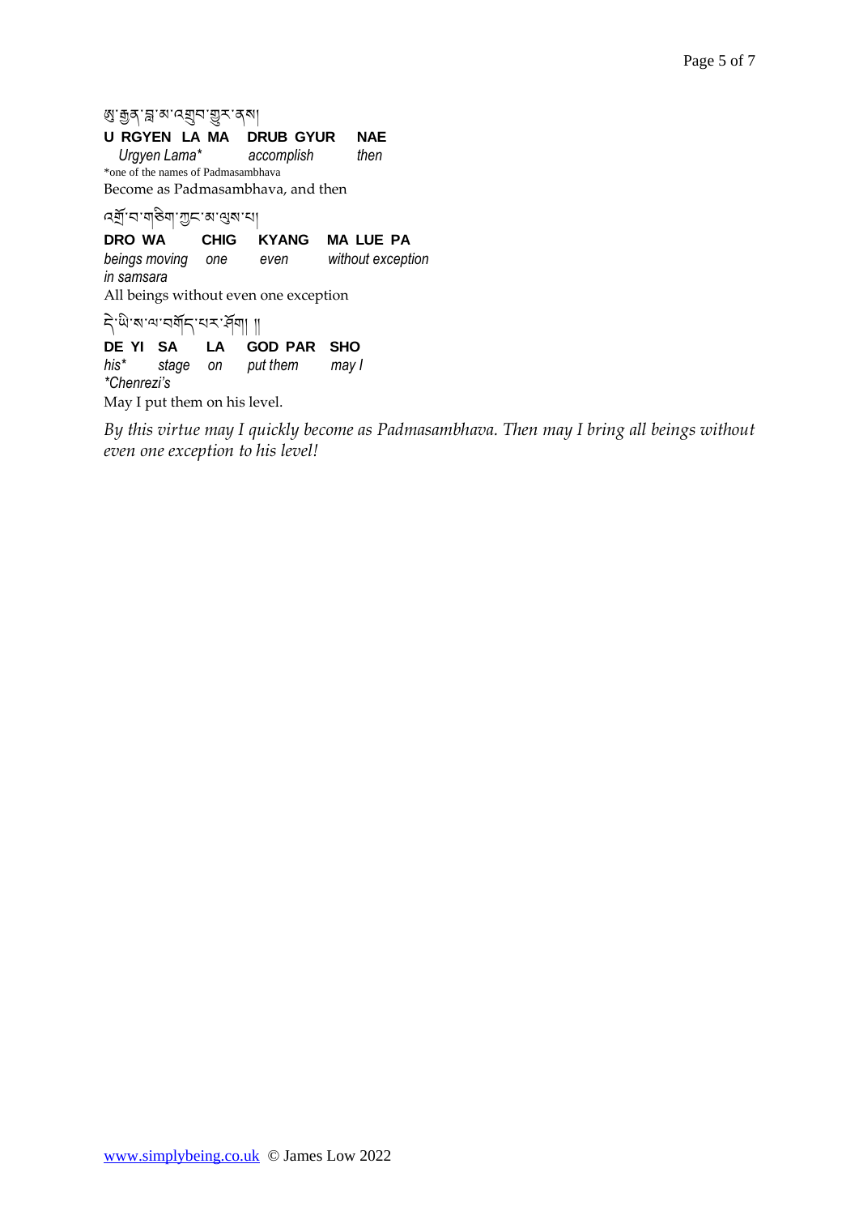ཨུ་རྒྱན་བླ་མ་འགྲུབ་གྱུར་ནས།

**U RGYEN LA MA DRUB GYUR NAE**

*Urgyen Lama\* accomplish then*

\*one of the names of Padmasambhava

Become as Padmasambhava, and then

འགྲོ་བ་གཅིག་ཀྱང་མ་ལུས་པ།

**DRO WA CHIG KYANG MA LUE PA**

*beings moving in samsara one even without exception*

All beings without even one exception

དེ་ཡི་ས་ལ་བགོད་པར་ཤོག །།

**DE YI SA LA GOD PAR SHO**

*his\* stage on put them may I*

*\*Chenrezi's*

May I put them on his level.

*By this virtue may I quickly become as Padmasambhava. Then may I bring all beings without even one exception to his level!*

[www.simplybeing.co.uk](http://www.simplybeing.co.uk) © James Low 2022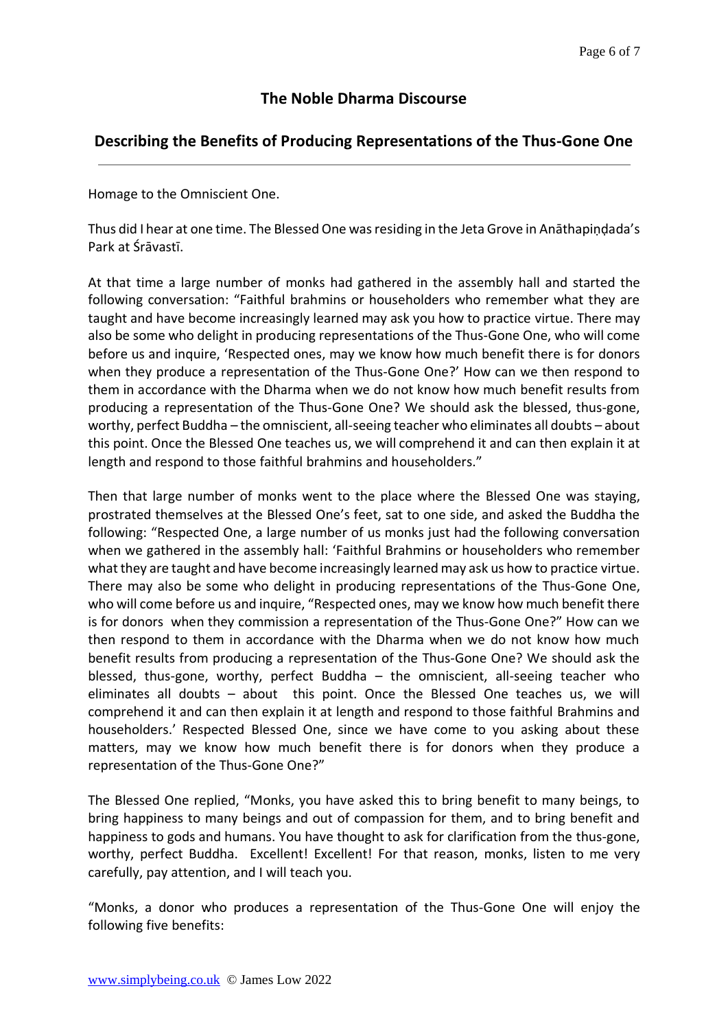## The Noble Dharma Discourse

## Describing the Benefits of Producing Representations of the Thus-Gone One

---

Homage to the Omniscient One.

Thus did I hear at one time. The Blessed One was residing in the Jeta Grove in Anāthapiṇḍada's Park at Śrāvastī.

At that time a large number of monks had gathered in the assembly hall and started the following conversation: "Faithful brahmins or householders who remember what they are taught and have become increasingly learned may ask you how to practice virtue. There may also be some who delight in producing representations of the Thus-Gone One, who will come before us and inquire, 'Respected ones, may we know how much benefit there is for donors when they produce a representation of the Thus-Gone One?' How can we then respond to them in accordance with the Dharma when we do not know how much benefit results from producing a representation of the Thus-Gone One? We should ask the blessed, thus-gone, worthy, perfect Buddha – the omniscient, all-seeing teacher who eliminates all doubts – about this point. Once the Blessed One teaches us, we will comprehend it and can then explain it at length and respond to those faithful brahmins and householders."

Then that large number of monks went to the place where the Blessed One was staying, prostrated themselves at the Blessed One's feet, sat to one side, and asked the Buddha the following: "Respected One, a large number of us monks just had the following conversation when we gathered in the assembly hall: 'Faithful Brahmins or householders who remember what they are taught and have become increasingly learned may ask us how to practice virtue. There may also be some who delight in producing representations of the Thus-Gone One, who will come before us and inquire, "Respected ones, may we know how much benefit there is for donors when they commission a representation of the Thus-Gone One?" How can we then respond to them in accordance with the Dharma when we do not know how much benefit results from producing a representation of the Thus-Gone One? We should ask the blessed, thus-gone, worthy, perfect Buddha – the omniscient, all-seeing teacher who eliminates all doubts – about this point. Once the Blessed One teaches us, we will comprehend it and can then explain it at length and respond to those faithful Brahmins and householders.' Respected Blessed One, since we have come to you asking about these matters, may we know how much benefit there is for donors when they produce a representation of the Thus-Gone One?"

The Blessed One replied, "Monks, you have asked this to bring benefit to many beings, to bring happiness to many beings and out of compassion for them, and to bring benefit and happiness to gods and humans. You have thought to ask for clarification from the thus-gone, worthy, perfect Buddha. Excellent! Excellent! For that reason, monks, listen to me very carefully, pay attention, and I will teach you.

"Monks, a donor who produces a representation of the Thus-Gone One will enjoy the following five benefits: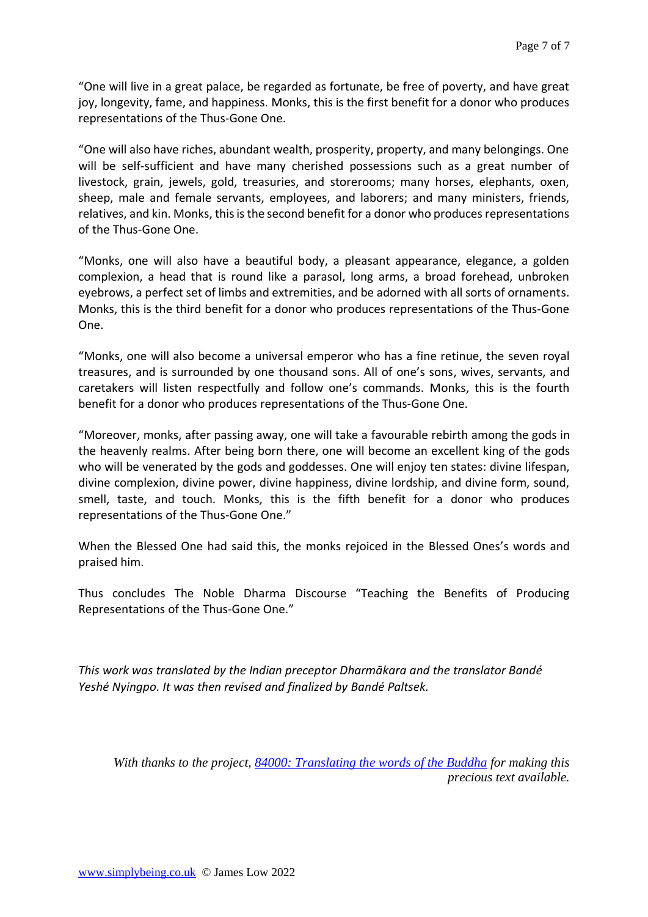"One will live in a great palace, be regarded as fortunate, be free of poverty, and have great joy, longevity, fame, and happiness. Monks, this is the first benefit for a donor who produces representations of the Thus-Gone One.

"One will also have riches, abundant wealth, prosperity, property, and many belongings. One will be self-sufficient and have many cherished possessions such as a great number of livestock, grain, jewels, gold, treasuries, and storerooms; many horses, elephants, oxen, sheep, male and female servants, employees, and laborers; and many ministers, friends, relatives, and kin. Monks, this is the second benefit for a donor who produces representations of the Thus-Gone One.

"Monks, one will also have a beautiful body, a pleasant appearance, elegance, a golden complexion, a head that is round like a parasol, long arms, a broad forehead, unbroken eyebrows, a perfect set of limbs and extremities, and be adorned with all sorts of ornaments. Monks, this is the third benefit for a donor who produces representations of the Thus-Gone One.

"Monks, one will also become a universal emperor who has a fine retinue, the seven royal treasures, and is surrounded by one thousand sons. All of one's sons, wives, servants, and caretakers will listen respectfully and follow one's commands. Monks, this is the fourth benefit for a donor who produces representations of the Thus-Gone One.

"Moreover, monks, after passing away, one will take a favourable rebirth among the gods in the heavenly realms. After being born there, one will become an excellent king of the gods who will be venerated by the gods and goddesses. One will enjoy ten states: divine lifespan, divine complexion, divine power, divine happiness, divine lordship, and divine form, sound, smell, taste, and touch. Monks, this is the fifth benefit for a donor who produces representations of the Thus-Gone One."

When the Blessed One had said this, the monks rejoiced in the Blessed Ones's words and praised him.

Thus concludes The Noble Dharma Discourse "Teaching the Benefits of Producing Representations of the Thus-Gone One."

*This work was translated by the Indian preceptor Dharmākara and the translator Bandé Yeshé Nyingpo. It was then revised and finalized by Bandé Paltsek.*

*With thanks to the project, [84000: Translating the words of the Buddha] for making this precious text available.*

www.simplybeing.co.uk © James Low 2022